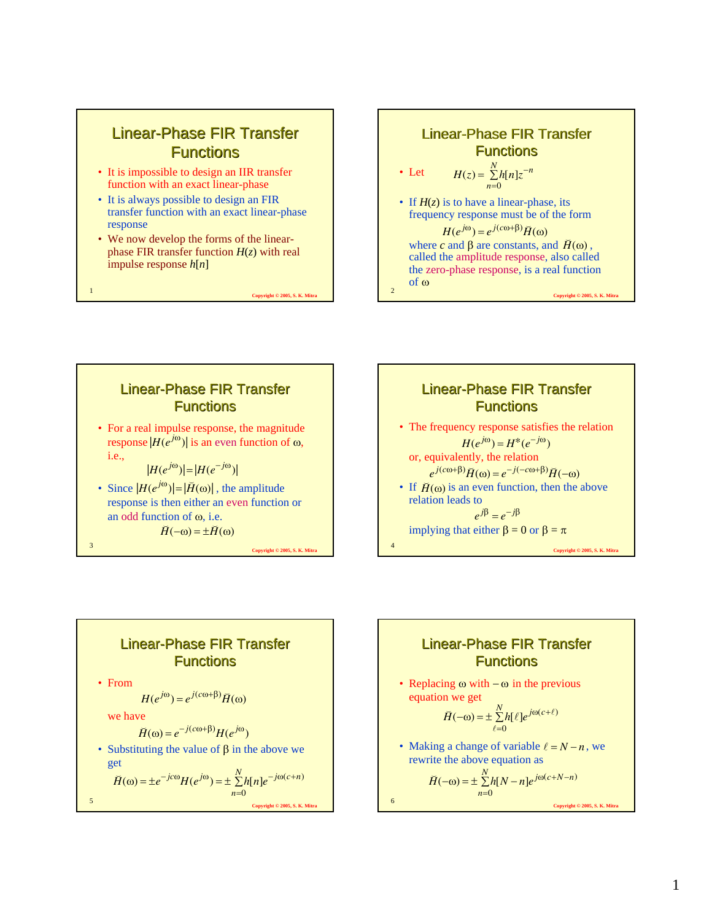## Linear-Phase FIR Transfer Functions

- It is impossible to design an IIR transfer function with an exact linear-phase
- It is always possible to design an FIR transfer function with an exact linear-phase response
- We now develop the forms of the linear-phase FIR transfer function $H(z)$ with real impulse response $h[n]$

## Linear-Phase FIR Transfer Functions

- Let $$H(z) = \sum_{n=0}^{N} h[n] z^{-n}$$
- If $H(z)$ is to have a linear-phase, its frequency response must be of the form

$$H(e^{j\omega}) = e^{j(c\omega+\beta)} \breve{H}(\omega)$$

where $c$ and $\beta$ are constants, and $\breve{H}(\omega)$, called the amplitude response, also called the zero-phase response, is a real function of $\omega$

## Linear-Phase FIR Transfer Functions

- For a real impulse response, the magnitude response $|H(e^{j\omega})|$ is an even function of $\omega$, i.e.,

$$|H(e^{j\omega})| = |H(e^{-j\omega})|$$

- Since $|H(e^{j\omega})| = |\breve{H}(\omega)|$, the amplitude response is then either an even function or an odd function of $\omega$, i.e.

$$\breve{H}(-\omega) = \pm \breve{H}(\omega)$$

## Linear-Phase FIR Transfer Functions

- The frequency response satisfies the relation

$$H(e^{j\omega}) = H^*(e^{-j\omega})$$

or, equivalently, the relation

$$e^{j(c\omega+\beta)} \breve{H}(\omega) = e^{-j(-c\omega+\beta)} \breve{H}(-\omega)$$

- If $\breve{H}(\omega)$ is an even function, then the above relation leads to

$$e^{j\beta} = e^{-j\beta}$$

implying that either $\beta = 0$ or $\beta = \pi$

## Linear-Phase FIR Transfer Functions

- From

$$H(e^{j\omega}) = e^{j(c\omega+\beta)} \breve{H}(\omega)$$

we have

$$\breve{H}(\omega) = e^{-j(c\omega+\beta)} H(e^{j\omega})$$

- Substituting the value of $\beta$ in the above we get

$$\breve{H}(\omega) = \pm e^{-jc\omega} H(e^{j\omega}) = \pm \sum_{n=0}^{N} h[n] e^{-j\omega(c+n)}$$

## Linear-Phase FIR Transfer Functions

- Replacing $\omega$ with $-\omega$ in the previous equation we get

$$\breve{H}(-\omega) = \pm \sum_{\ell=0}^{N} h[\ell] e^{j\omega(c+\ell)}$$

- Making a change of variable $\ell = N - n$, we rewrite the above equation as

$$\breve{H}(-\omega) = \pm \sum_{n=0}^{N} h[N-n] e^{j\omega(c+N-n)}$$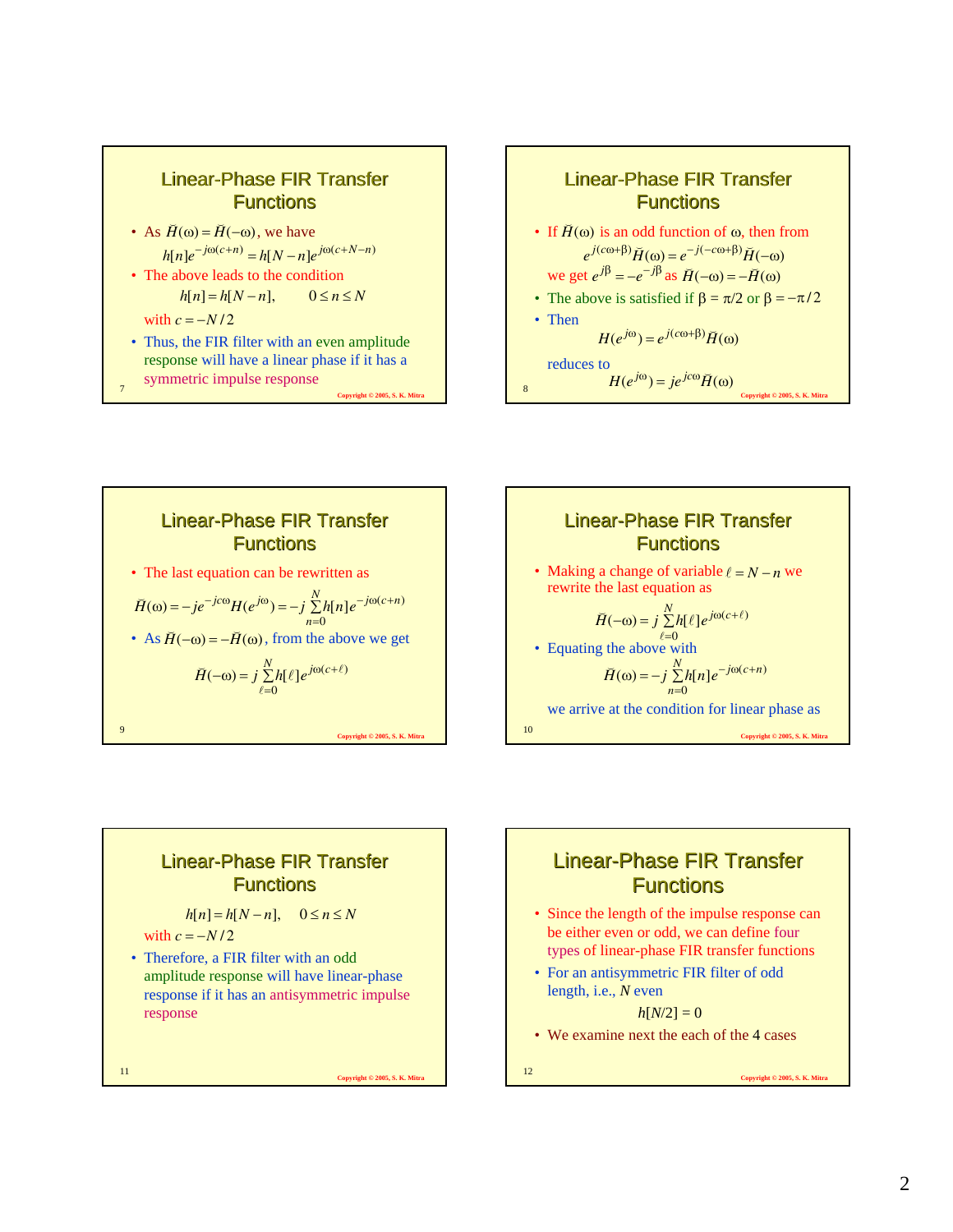## Linear-Phase FIR Transfer Functions

- As $\breve{H}(\omega) = \breve{H}(-\omega)$, we have

$$h[n]e^{-j\omega(c+n)} = h[N-n]e^{j\omega(c+N-n)}$$

- The above leads to the condition

$$h[n] = h[N-n], \qquad 0 \le n \le N$$

  with $c = -N/2$

- Thus, the FIR filter with an even amplitude response will have a linear phase if it has a symmetric impulse response

## Linear-Phase FIR Transfer Functions

- If $\breve{H}(\omega)$ is an odd function of $\omega$, then from

$$e^{j(c\omega+\beta)}\breve{H}(\omega) = e^{-j(-c\omega+\beta)}\breve{H}(-\omega)$$

  we get $e^{j\beta} = -e^{-j\beta}$ as $\breve{H}(-\omega) = -\breve{H}(\omega)$

- The above is satisfied if $\beta = \pi/2$ or $\beta = -\pi/2$
- Then

$$H(e^{j\omega}) = e^{j(c\omega+\beta)}\breve{H}(\omega)$$

  reduces to

$$H(e^{j\omega}) = je^{jc\omega}\breve{H}(\omega)$$

## Linear-Phase FIR Transfer Functions

- The last equation can be rewritten as

$$\breve{H}(\omega) = -je^{-jc\omega}H(e^{j\omega}) = -j\sum_{n=0}^{N} h[n]e^{-j\omega(c+n)}$$

- As $\breve{H}(-\omega) = -\breve{H}(\omega)$, from the above we get

$$\breve{H}(-\omega) = j\sum_{\ell=0}^{N} h[\ell]e^{j\omega(c+\ell)}$$

## Linear-Phase FIR Transfer Functions

- Making a change of variable $\ell = N - n$ we rewrite the last equation as

$$\breve{H}(-\omega) = j\sum_{\ell=0}^{N} h[\ell]e^{j\omega(c+\ell)}$$

- Equating the above with

$$\breve{H}(\omega) = -j\sum_{n=0}^{N} h[n]e^{-j\omega(c+n)}$$

  we arrive at the condition for linear phase as

## Linear-Phase FIR Transfer Functions

$$h[n] = h[N-n], \qquad 0 \le n \le N$$

  with $c = -N/2$

- Therefore, a FIR filter with an odd amplitude response will have linear-phase response if it has an antisymmetric impulse response

## Linear-Phase FIR Transfer Functions

- Since the length of the impulse response can be either even or odd, we can define four types of linear-phase FIR transfer functions
- For an antisymmetric FIR filter of odd length, i.e., $N$ even

$$h[N/2] = 0$$

- We examine next the each of the 4 cases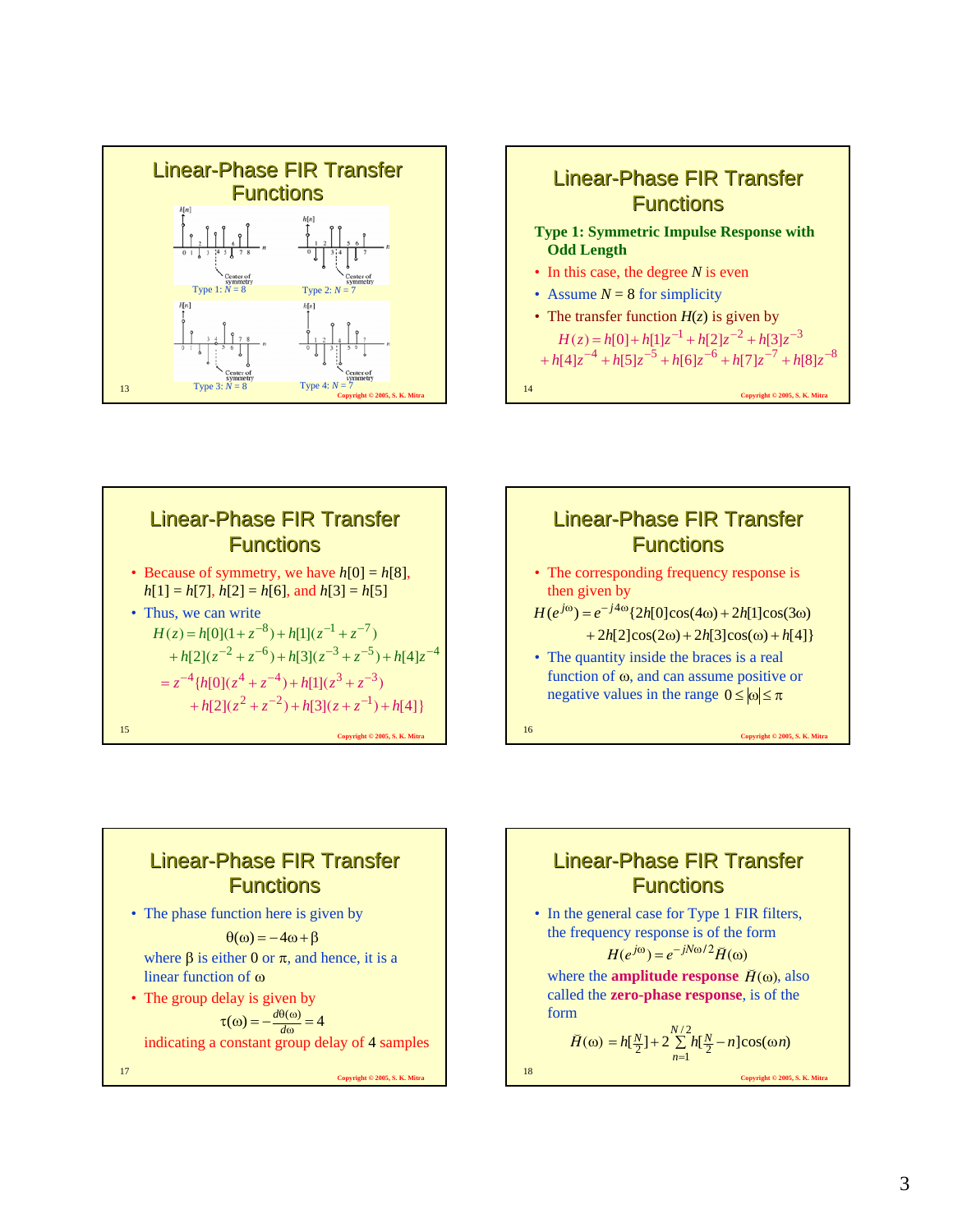## Linear-Phase FIR Transfer Functions

Type 1: $N = 8$

Type 2: $N = 7$

Type 3: $N = 8$

Type 4: $N = 7$

Center of symmetry

## Linear-Phase FIR Transfer Functions

**Type 1: Symmetric Impulse Response with Odd Length**

- In this case, the degree $N$ is even
- Assume $N = 8$ for simplicity
- The transfer function $H(z)$ is given by

$$H(z) = h[0] + h[1]z^{-1} + h[2]z^{-2} + h[3]z^{-3} + h[4]z^{-4} + h[5]z^{-5} + h[6]z^{-6} + h[7]z^{-7} + h[8]z^{-8}$$

## Linear-Phase FIR Transfer Functions

- Because of symmetry, we have $h[0] = h[8]$, $h[1] = h[7]$, $h[2] = h[6]$, and $h[3] = h[5]$
- Thus, we can write

$$H(z) = h[0](1+z^{-8}) + h[1](z^{-1}+z^{-7}) + h[2](z^{-2}+z^{-6}) + h[3](z^{-3}+z^{-5}) + h[4]z^{-4}$$

$$= z^{-4}\{h[0](z^{4}+z^{-4}) + h[1](z^{3}+z^{-3}) + h[2](z^{2}+z^{-2}) + h[3](z+z^{-1}) + h[4]\}$$

## Linear-Phase FIR Transfer Functions

- The corresponding frequency response is then given by

$$H(e^{j\omega}) = e^{-j4\omega}\{2h[0]\cos(4\omega) + 2h[1]\cos(3\omega) + 2h[2]\cos(2\omega) + 2h[3]\cos(\omega) + h[4]\}$$

- The quantity inside the braces is a real function of $\omega$, and can assume positive or negative values in the range $0 \le |\omega| \le \pi$

## Linear-Phase FIR Transfer Functions

- The phase function here is given by

$$\theta(\omega) = -4\omega + \beta$$

where $\beta$ is either 0 or $\pi$, and hence, it is a linear function of $\omega$

- The group delay is given by

$$\tau(\omega) = -\frac{d\theta(\omega)}{d\omega} = 4$$

indicating a constant group delay of 4 samples

## Linear-Phase FIR Transfer Functions

- In the general case for Type 1 FIR filters, the frequency response is of the form

$$H(e^{j\omega}) = e^{-jN\omega/2}\breve{H}(\omega)$$

where the **amplitude response** $\breve{H}(\omega)$, also called the **zero-phase response**, is of the form

$$\breve{H}(\omega) = h[\tfrac{N}{2}] + 2\sum_{n=1}^{N/2} h[\tfrac{N}{2} - n]\cos(\omega n)$$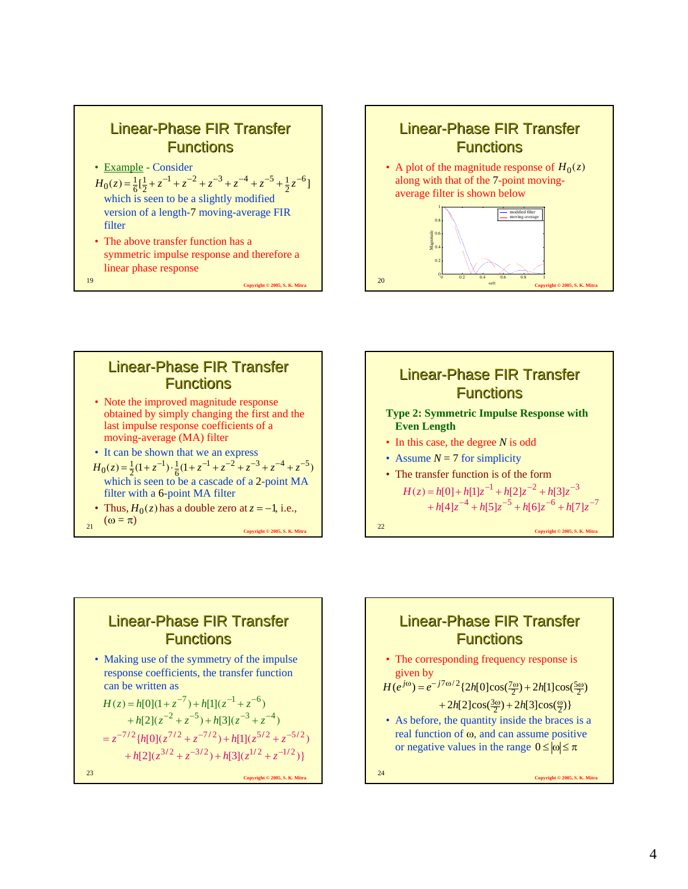## Linear-Phase FIR Transfer Functions

- Example - Consider

$$H_0(z) = \tfrac{1}{6}[\tfrac{1}{2} + z^{-1} + z^{-2} + z^{-3} + z^{-4} + z^{-5} + \tfrac{1}{2}z^{-6}]$$

which is seen to be a slightly modified version of a length-7 moving-average FIR filter

- The above transfer function has a symmetric impulse response and therefore a linear phase response

## Linear-Phase FIR Transfer Functions

- A plot of the magnitude response of $H_0(z)$ along with that of the 7-point moving-average filter is shown below

(Plot: Magnitude vs. $\omega/\pi$; legend: modified filter, moving-average)

## Linear-Phase FIR Transfer Functions

- Note the improved magnitude response obtained by simply changing the first and the last impulse response coefficients of a moving-average (MA) filter
- It can be shown that we an express

$$H_0(z) = \tfrac{1}{2}(1 + z^{-1}) \cdot \tfrac{1}{6}(1 + z^{-1} + z^{-2} + z^{-3} + z^{-4} + z^{-5})$$

which is seen to be a cascade of a 2-point MA filter with a 6-point MA filter

- Thus, $H_0(z)$ has a double zero at $z = -1$, i.e., $(\omega = \pi)$

## Linear-Phase FIR Transfer Functions

**Type 2: Symmetric Impulse Response with Even Length**

- In this case, the degree $N$ is odd
- Assume $N = 7$ for simplicity
- The transfer function is of the form

$$H(z) = h[0] + h[1]z^{-1} + h[2]z^{-2} + h[3]z^{-3} + h[4]z^{-4} + h[5]z^{-5} + h[6]z^{-6} + h[7]z^{-7}$$

## Linear-Phase FIR Transfer Functions

- Making use of the symmetry of the impulse response coefficients, the transfer function can be written as

$$\begin{aligned}
H(z) &= h[0](1 + z^{-7}) + h[1](z^{-1} + z^{-6}) \\
&\quad + h[2](z^{-2} + z^{-5}) + h[3](z^{-3} + z^{-4}) \\
&= z^{-7/2}\{h[0](z^{7/2} + z^{-7/2}) + h[1](z^{5/2} + z^{-5/2}) \\
&\quad + h[2](z^{3/2} + z^{-3/2}) + h[3](z^{1/2} + z^{-1/2})\}
\end{aligned}$$

## Linear-Phase FIR Transfer Functions

- The corresponding frequency response is given by

$$\begin{aligned}
H(e^{j\omega}) &= e^{-j7\omega/2}\{2h[0]\cos(\tfrac{7\omega}{2}) + 2h[1]\cos(\tfrac{5\omega}{2}) \\
&\quad + 2h[2]\cos(\tfrac{3\omega}{2}) + 2h[3]\cos(\tfrac{\omega}{2})\}
\end{aligned}$$

- As before, the quantity inside the braces is a real function of $\omega$, and can assume positive or negative values in the range $0 \le |\omega| \le \pi$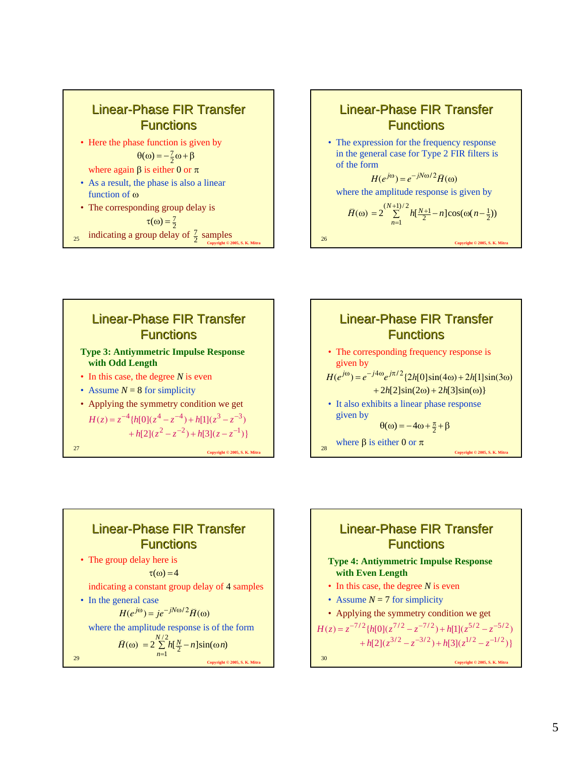## Linear-Phase FIR Transfer Functions

- Here the phase function is given by

$$\theta(\omega) = -\tfrac{7}{2}\omega + \beta$$

where again $\beta$ is either 0 or $\pi$

- As a result, the phase is also a linear function of $\omega$
- The corresponding group delay is

$$\tau(\omega) = \tfrac{7}{2}$$

indicating a group delay of $\frac{7}{2}$ samples

## Linear-Phase FIR Transfer Functions

- The expression for the frequency response in the general case for Type 2 FIR filters is of the form

$$H(e^{j\omega}) = e^{-jN\omega/2}\breve{H}(\omega)$$

where the amplitude response is given by

$$\breve{H}(\omega) = 2\sum_{n=1}^{(N+1)/2} h[\tfrac{N+1}{2} - n]\cos(\omega(n - \tfrac{1}{2}))$$

## Linear-Phase FIR Transfer Functions

**Type 3: Antiymmetric Impulse Response with Odd Length**

- In this case, the degree $N$ is even
- Assume $N = 8$ for simplicity
- Applying the symmetry condition we get

$$H(z) = z^{-4}\{h[0](z^{4} - z^{-4}) + h[1](z^{3} - z^{-3}) + h[2](z^{2} - z^{-2}) + h[3](z - z^{-1})\}$$

## Linear-Phase FIR Transfer Functions

- The corresponding frequency response is given by

$$H(e^{j\omega}) = e^{-j4\omega}e^{j\pi/2}\{2h[0]\sin(4\omega) + 2h[1]\sin(3\omega) + 2h[2]\sin(2\omega) + 2h[3]\sin(\omega)\}$$

- It also exhibits a linear phase response given by

$$\theta(\omega) = -4\omega + \tfrac{\pi}{2} + \beta$$

where $\beta$ is either 0 or $\pi$

## Linear-Phase FIR Transfer Functions

- The group delay here is

$$\tau(\omega) = 4$$

indicating a constant group delay of 4 samples

- In the general case

$$H(e^{j\omega}) = je^{-jN\omega/2}\breve{H}(\omega)$$

where the amplitude response is of the form

$$\breve{H}(\omega) = 2\sum_{n=1}^{N/2} h[\tfrac{N}{2} - n]\sin(\omega n)$$

## Linear-Phase FIR Transfer Functions

**Type 4: Antiymmetric Impulse Response with Even Length**

- In this case, the degree $N$ is even
- Assume $N = 7$ for simplicity
- Applying the symmetry condition we get

$$H(z) = z^{-7/2}\{h[0](z^{7/2} - z^{-7/2}) + h[1](z^{5/2} - z^{-5/2}) + h[2](z^{3/2} - z^{-3/2}) + h[3](z^{1/2} - z^{-1/2})\}$$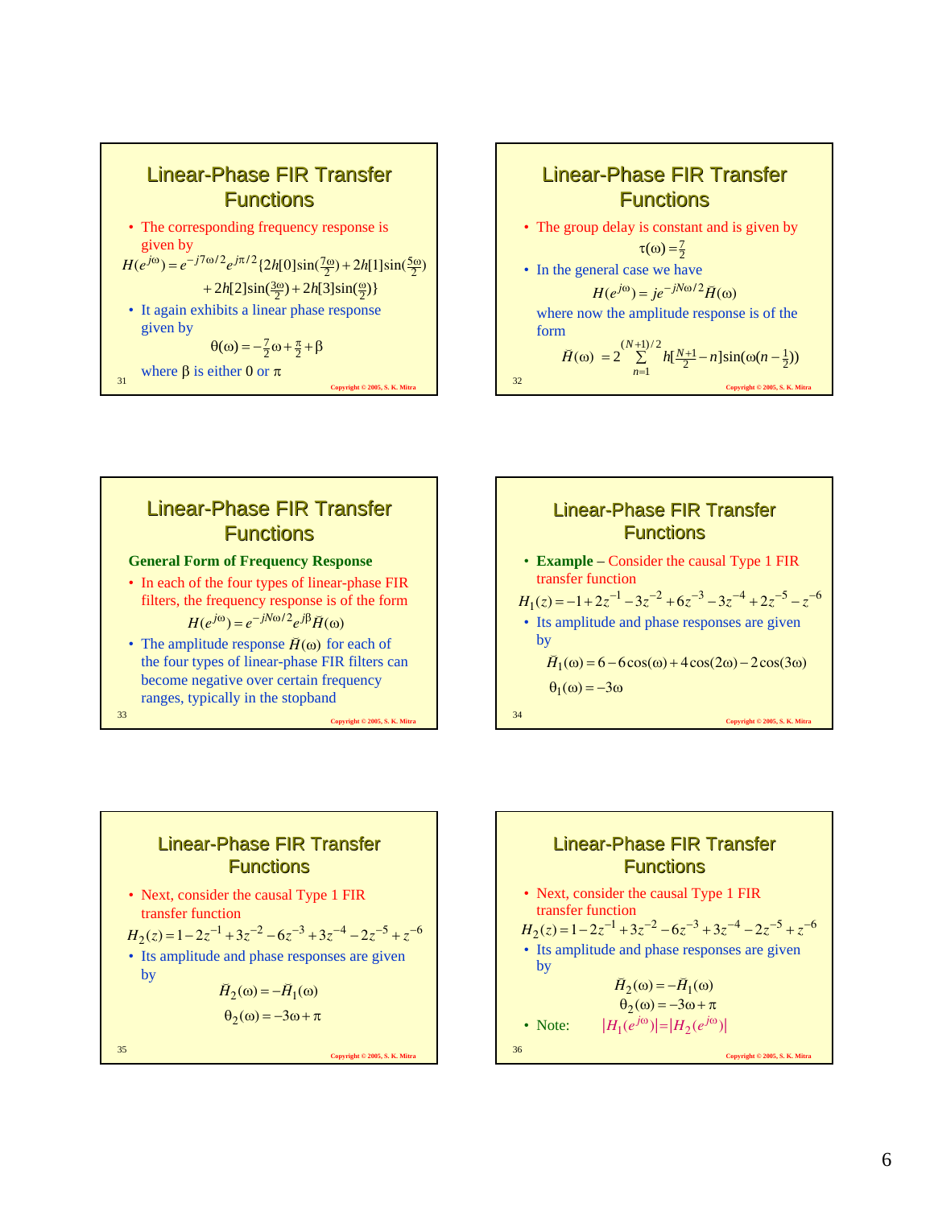## Linear-Phase FIR Transfer Functions

- The corresponding frequency response is given by

$$H(e^{j\omega}) = e^{-j7\omega/2}e^{j\pi/2}\{2h[0]\sin(\tfrac{7\omega}{2}) + 2h[1]\sin(\tfrac{5\omega}{2}) + 2h[2]\sin(\tfrac{3\omega}{2}) + 2h[3]\sin(\tfrac{\omega}{2})\}$$

- It again exhibits a linear phase response given by

$$\theta(\omega) = -\tfrac{7}{2}\omega + \tfrac{\pi}{2} + \beta$$

where $\beta$ is either 0 or $\pi$

## Linear-Phase FIR Transfer Functions

- The group delay is constant and is given by

$$\tau(\omega) = \tfrac{7}{2}$$

- In the general case we have

$$H(e^{j\omega}) = je^{-jN\omega/2}\breve{H}(\omega)$$

where now the amplitude response is of the form

$$\breve{H}(\omega) = 2\sum_{n=1}^{(N+1)/2} h[\tfrac{N+1}{2} - n]\sin(\omega(n - \tfrac{1}{2}))$$

## Linear-Phase FIR Transfer Functions

**General Form of Frequency Response**

- In each of the four types of linear-phase FIR filters, the frequency response is of the form

$$H(e^{j\omega}) = e^{-jN\omega/2}e^{j\beta}\breve{H}(\omega)$$

- The amplitude response $\breve{H}(\omega)$ for each of the four types of linear-phase FIR filters can become negative over certain frequency ranges, typically in the stopband

## Linear-Phase FIR Transfer Functions

- **Example** – Consider the causal Type 1 FIR transfer function

$$H_1(z) = -1 + 2z^{-1} - 3z^{-2} + 6z^{-3} - 3z^{-4} + 2z^{-5} - z^{-6}$$

- Its amplitude and phase responses are given by

$$\breve{H}_1(\omega) = 6 - 6\cos(\omega) + 4\cos(2\omega) - 2\cos(3\omega)$$

$$\theta_1(\omega) = -3\omega$$

## Linear-Phase FIR Transfer Functions

- Next, consider the causal Type 1 FIR transfer function

$$H_2(z) = 1 - 2z^{-1} + 3z^{-2} - 6z^{-3} + 3z^{-4} - 2z^{-5} + z^{-6}$$

- Its amplitude and phase responses are given by

$$\breve{H}_2(\omega) = -\breve{H}_1(\omega)$$

$$\theta_2(\omega) = -3\omega + \pi$$

## Linear-Phase FIR Transfer Functions

- Next, consider the causal Type 1 FIR transfer function

$$H_2(z) = 1 - 2z^{-1} + 3z^{-2} - 6z^{-3} + 3z^{-4} - 2z^{-5} + z^{-6}$$

- Its amplitude and phase responses are given by

$$\breve{H}_2(\omega) = -\breve{H}_1(\omega)$$

$$\theta_2(\omega) = -3\omega + \pi$$

- Note: $|H_1(e^{j\omega})| = |H_2(e^{j\omega})|$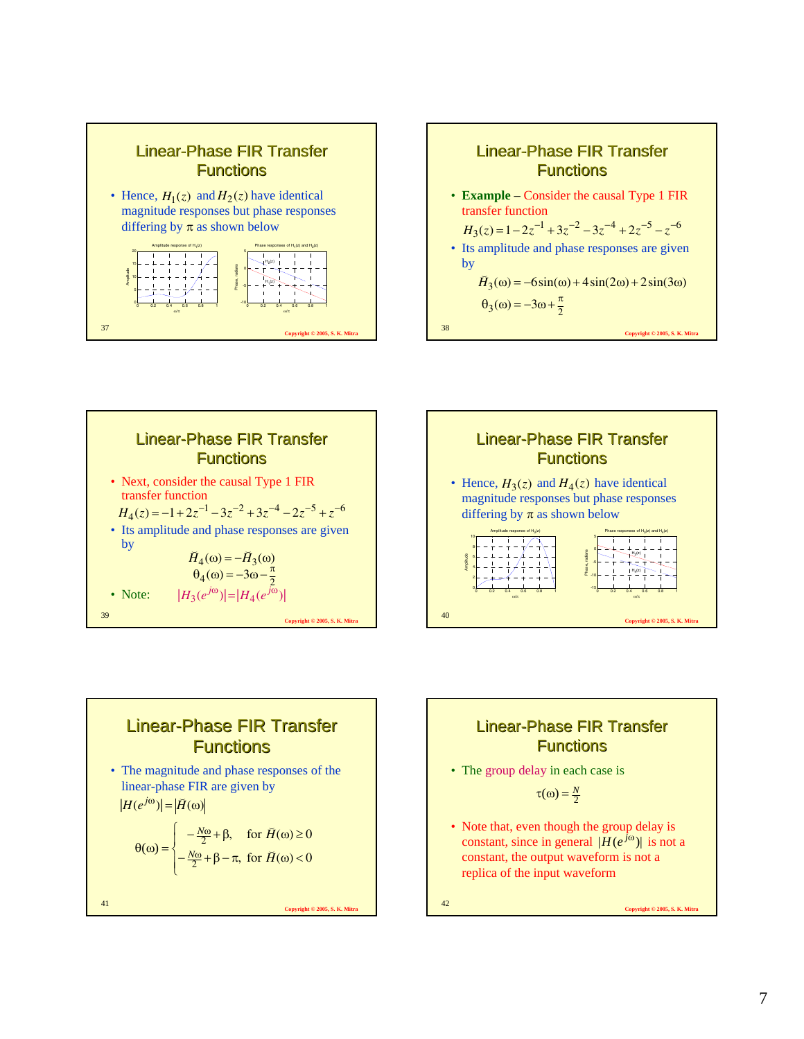## Linear-Phase FIR Transfer Functions

- Hence, $H_1(z)$ and $H_2(z)$ have identical magnitude responses but phase responses differing by $\pi$ as shown below

## Linear-Phase FIR Transfer Functions

- **Example** – Consider the causal Type 1 FIR transfer function

$$H_3(z) = 1 - 2z^{-1} + 3z^{-2} - 3z^{-4} + 2z^{-5} - z^{-6}$$

- Its amplitude and phase responses are given by

$$\breve{H}_3(\omega) = -6\sin(\omega) + 4\sin(2\omega) + 2\sin(3\omega)$$

$$\theta_3(\omega) = -3\omega + \frac{\pi}{2}$$

## Linear-Phase FIR Transfer Functions

- Next, consider the causal Type 1 FIR transfer function

$$H_4(z) = -1 + 2z^{-1} - 3z^{-2} + 3z^{-4} - 2z^{-5} + z^{-6}$$

- Its amplitude and phase responses are given by

$$\breve{H}_4(\omega) = -\breve{H}_3(\omega)$$

$$\theta_4(\omega) = -3\omega - \frac{\pi}{2}$$

- Note: $|H_3(e^{j\omega})| = |H_4(e^{j\omega})|$

## Linear-Phase FIR Transfer Functions

- Hence, $H_3(z)$ and $H_4(z)$ have identical magnitude responses but phase responses differing by $\pi$ as shown below

## Linear-Phase FIR Transfer Functions

- The magnitude and phase responses of the linear-phase FIR are given by

$$|H(e^{j\omega})| = |\breve{H}(\omega)|$$

$$\theta(\omega) = \begin{cases} -\frac{N\omega}{2} + \beta, & \text{for } \breve{H}(\omega) \ge 0 \\ -\frac{N\omega}{2} + \beta - \pi, & \text{for } \breve{H}(\omega) < 0 \end{cases}$$

## Linear-Phase FIR Transfer Functions

- The group delay in each case is

$$\tau(\omega) = \frac{N}{2}$$

- Note that, even though the group delay is constant, since in general $|H(e^{j\omega})|$ is not a constant, the output waveform is not a replica of the input waveform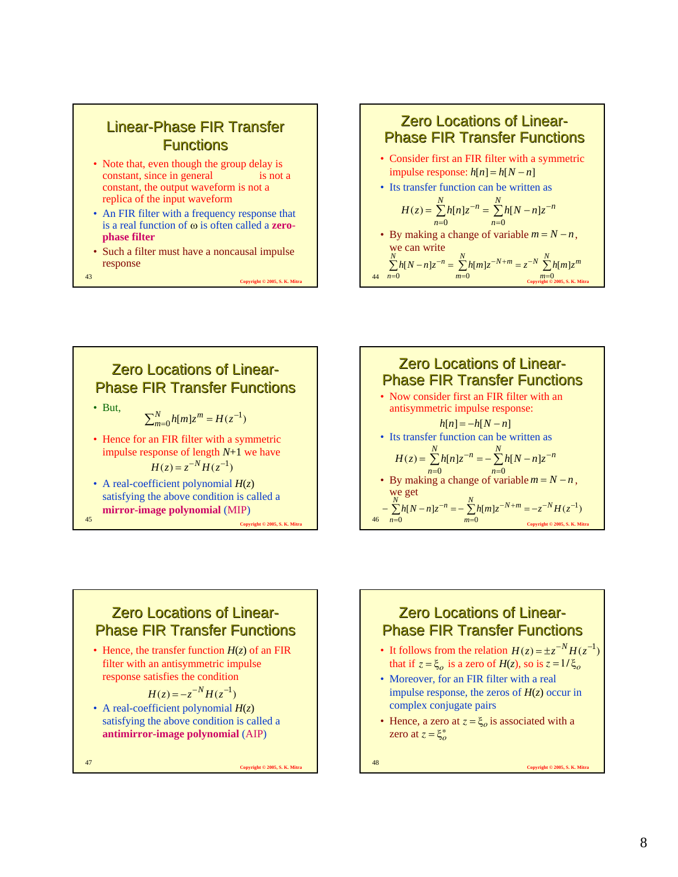## Linear-Phase FIR Transfer Functions

- Note that, even though the group delay is constant, since in general is not a constant, the output waveform is not a replica of the input waveform
- An FIR filter with a frequency response that is a real function of ω is often called a **zero-phase filter**
- Such a filter must have a noncausal impulse response

## Zero Locations of Linear-Phase FIR Transfer Functions

- Consider first an FIR filter with a symmetric impulse response: $h[n] = h[N-n]$
- Its transfer function can be written as

$$H(z) = \sum_{n=0}^{N} h[n]z^{-n} = \sum_{n=0}^{N} h[N-n]z^{-n}$$

- By making a change of variable $m = N - n$, we can write

$$\sum_{n=0}^{N} h[N-n]z^{-n} = \sum_{m=0}^{N} h[m]z^{-N+m} = z^{-N}\sum_{m=0}^{N} h[m]z^{m}$$

## Zero Locations of Linear-Phase FIR Transfer Functions

- But,

$$\sum_{m=0}^{N} h[m]z^{m} = H(z^{-1})$$

- Hence for an FIR filter with a symmetric impulse response of length $N$+1 we have

$$H(z) = z^{-N}H(z^{-1})$$

- A real-coefficient polynomial $H(z)$ satisfying the above condition is called a **mirror-image polynomial** (MIP)

## Zero Locations of Linear-Phase FIR Transfer Functions

- Now consider first an FIR filter with an antisymmetric impulse response:

$$h[n] = -h[N-n]$$

- Its transfer function can be written as

$$H(z) = \sum_{n=0}^{N} h[n]z^{-n} = -\sum_{n=0}^{N} h[N-n]z^{-n}$$

- By making a change of variable $m = N - n$, we get

$$-\sum_{n=0}^{N} h[N-n]z^{-n} = -\sum_{m=0}^{N} h[m]z^{-N+m} = -z^{-N}H(z^{-1})$$

## Zero Locations of Linear-Phase FIR Transfer Functions

- Hence, the transfer function $H(z)$ of an FIR filter with an antisymmetric impulse response satisfies the condition

$$H(z) = -z^{-N}H(z^{-1})$$

- A real-coefficient polynomial $H(z)$ satisfying the above condition is called a **antimirror-image polynomial** (AIP)

## Zero Locations of Linear-Phase FIR Transfer Functions

- It follows from the relation $H(z) = \pm z^{-N}H(z^{-1})$ that if $z = \xi_o$ is a zero of $H(z)$, so is $z = 1/\xi_o$
- Moreover, for an FIR filter with a real impulse response, the zeros of $H(z)$ occur in complex conjugate pairs
- Hence, a zero at $z = \xi_o$ is associated with a zero at $z = \xi_o^*$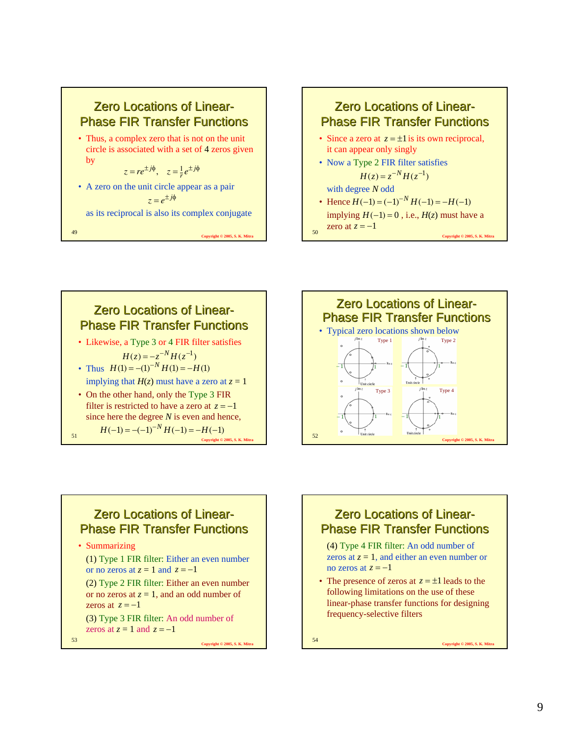## Zero Locations of Linear-Phase FIR Transfer Functions

- Thus, a complex zero that is not on the unit circle is associated with a set of 4 zeros given by

$$z = re^{\pm j\phi}, \quad z = \tfrac{1}{r}e^{\pm j\phi}$$

- A zero on the unit circle appear as a pair

$$z = e^{\pm j\phi}$$

as its reciprocal is also its complex conjugate

## Zero Locations of Linear-Phase FIR Transfer Functions

- Since a zero at $z = \pm 1$ is its own reciprocal, it can appear only singly
- Now a Type 2 FIR filter satisfies

$$H(z) = z^{-N} H(z^{-1})$$

with degree $N$ odd

- Hence $H(-1) = (-1)^{-N} H(-1) = -H(-1)$ implying $H(-1) = 0$ , i.e., $H(z)$ must have a zero at $z = -1$

## Zero Locations of Linear-Phase FIR Transfer Functions

- Likewise, a Type 3 or 4 FIR filter satisfies

$$H(z) = -z^{-N} H(z^{-1})$$

- Thus $H(1) = -(1)^{-N} H(1) = -H(1)$ implying that $H(z)$ must have a zero at $z = 1$
- On the other hand, only the Type 3 FIR filter is restricted to have a zero at $z = -1$ since here the degree $N$ is even and hence,

$$H(-1) = -(-1)^{-N} H(-1) = -H(-1)$$

## Zero Locations of Linear-Phase FIR Transfer Functions

- Typical zero locations shown below

## Zero Locations of Linear-Phase FIR Transfer Functions

- Summarizing

(1) Type 1 FIR filter: Either an even number or no zeros at $z = 1$ and $z = -1$

(2) Type 2 FIR filter: Either an even number or no zeros at $z = 1$, and an odd number of zeros at $z = -1$

(3) Type 3 FIR filter: An odd number of zeros at $z = 1$ and $z = -1$

## Zero Locations of Linear-Phase FIR Transfer Functions

(4) Type 4 FIR filter: An odd number of zeros at $z = 1$, and either an even number or no zeros at $z = -1$

- The presence of zeros at $z = \pm 1$ leads to the following limitations on the use of these linear-phase transfer functions for designing frequency-selective filters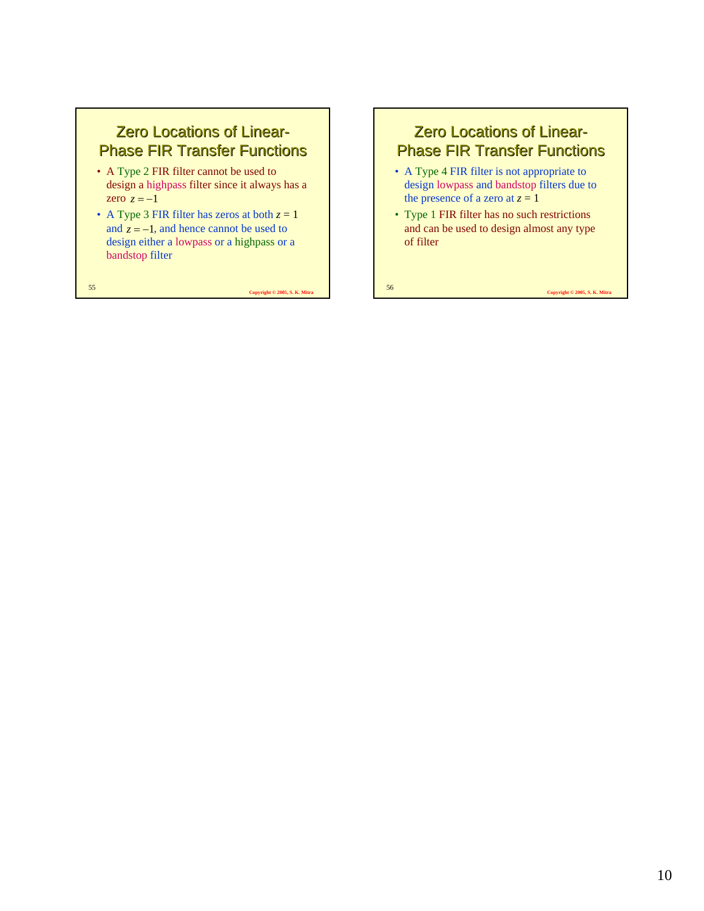## Zero Locations of Linear-Phase FIR Transfer Functions

- A Type 2 FIR filter cannot be used to design a highpass filter since it always has a zero $z = -1$
- A Type 3 FIR filter has zeros at both $z = 1$ and $z = -1$, and hence cannot be used to design either a lowpass or a highpass or a bandstop filter

## Zero Locations of Linear-Phase FIR Transfer Functions

- A Type 4 FIR filter is not appropriate to design lowpass and bandstop filters due to the presence of a zero at $z = 1$
- Type 1 FIR filter has no such restrictions and can be used to design almost any type of filter